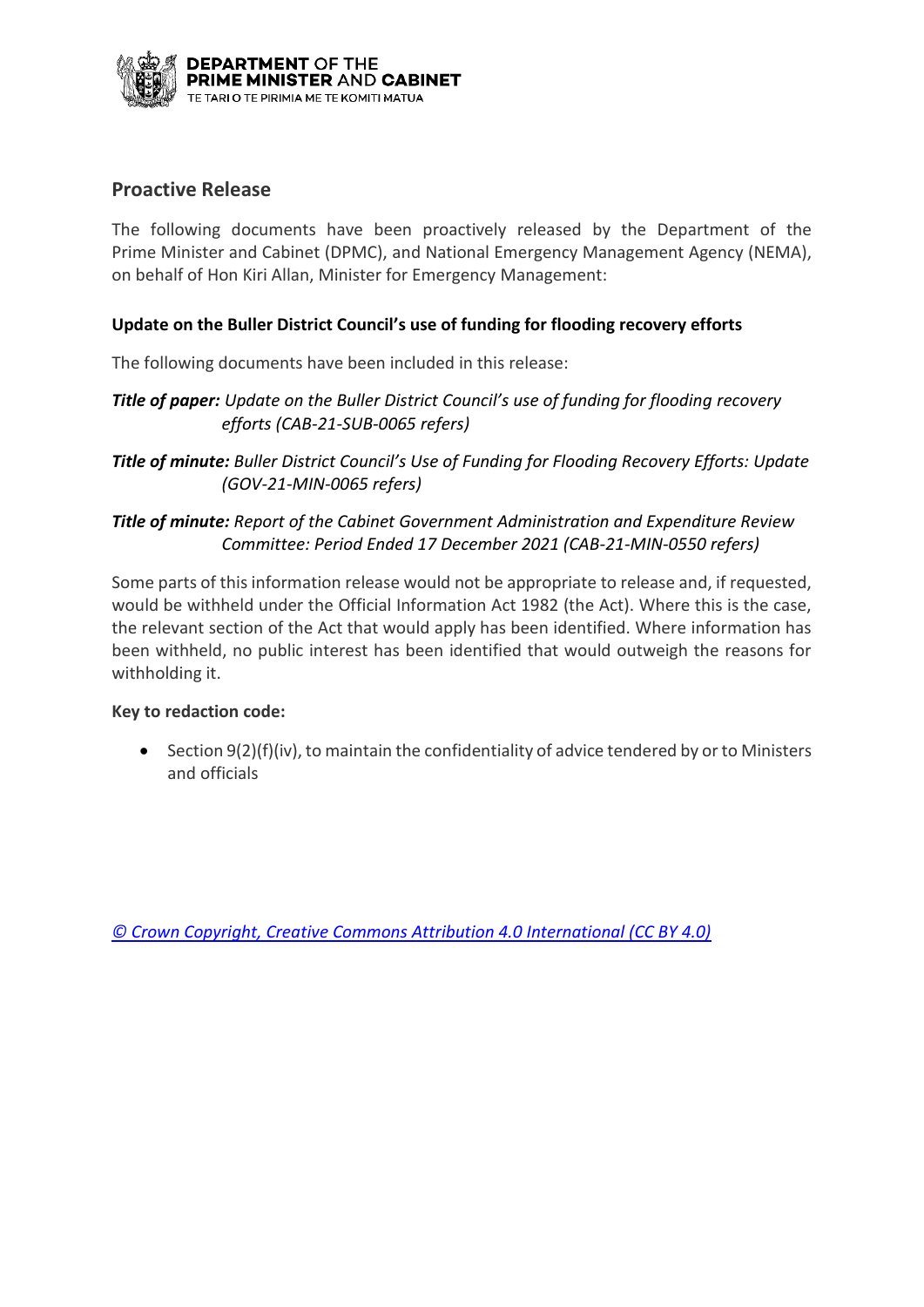DEPARTMENT OF THE PRIME MINISTER AND CABINET
TE TARI O TE PIRIMIA ME TE KOMITI MATUA

## Proactive Release

The following documents have been proactively released by the Department of the Prime Minister and Cabinet (DPMC), and National Emergency Management Agency (NEMA), on behalf of Hon Kiri Allan, Minister for Emergency Management:

**Update on the Buller District Council's use of funding for flooding recovery efforts**

The following documents have been included in this release:

***Title of paper:*** *Update on the Buller District Council's use of funding for flooding recovery efforts (CAB-21-SUB-0065 refers)*

***Title of minute:*** *Buller District Council's Use of Funding for Flooding Recovery Efforts: Update (GOV-21-MIN-0065 refers)*

***Title of minute:*** *Report of the Cabinet Government Administration and Expenditure Review Committee: Period Ended 17 December 2021 (CAB-21-MIN-0550 refers)*

Some parts of this information release would not be appropriate to release and, if requested, would be withheld under the Official Information Act 1982 (the Act). Where this is the case, the relevant section of the Act that would apply has been identified. Where information has been withheld, no public interest has been identified that would outweigh the reasons for withholding it.

**Key to redaction code:**

- Section 9(2)(f)(iv), to maintain the confidentiality of advice tendered by or to Ministers and officials

*© Crown Copyright, Creative Commons Attribution 4.0 International (CC BY 4.0)*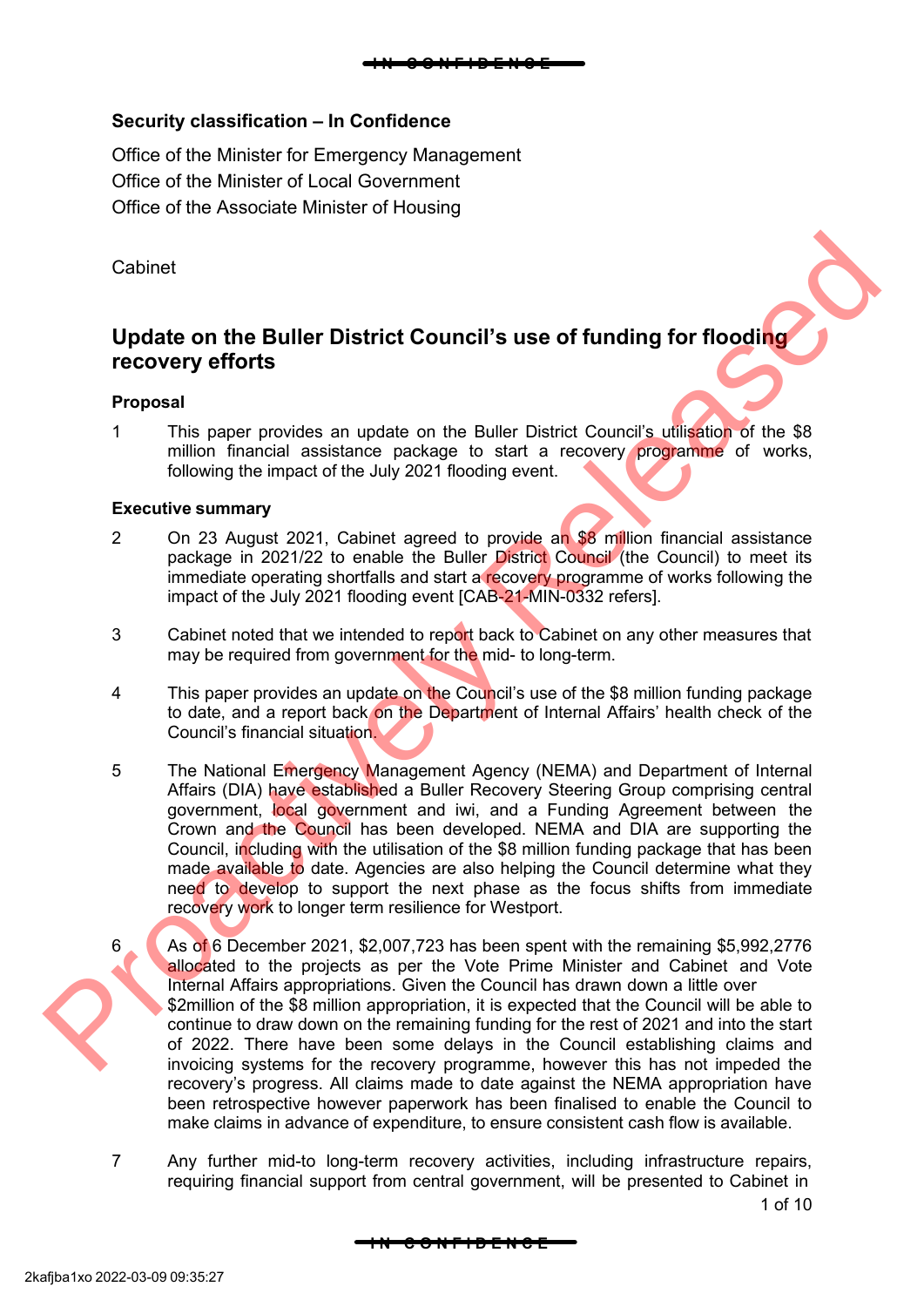**Security classification – In Confidence**

Office of the Minister for Emergency Management
Office of the Minister of Local Government
Office of the Associate Minister of Housing

Cabinet

## Update on the Buller District Council's use of funding for flooding recovery efforts

### Proposal

1 This paper provides an update on the Buller District Council's utilisation of the $8 million financial assistance package to start a recovery programme of works, following the impact of the July 2021 flooding event.

### Executive summary

2 On 23 August 2021, Cabinet agreed to provide an $8 million financial assistance package in 2021/22 to enable the Buller District Council (the Council) to meet its immediate operating shortfalls and start a recovery programme of works following the impact of the July 2021 flooding event [CAB-21-MIN-0332 refers].

3 Cabinet noted that we intended to report back to Cabinet on any other measures that may be required from government for the mid- to long-term.

4 This paper provides an update on the Council's use of the $8 million funding package to date, and a report back on the Department of Internal Affairs' health check of the Council's financial situation.

5 The National Emergency Management Agency (NEMA) and Department of Internal Affairs (DIA) have established a Buller Recovery Steering Group comprising central government, local government and iwi, and a Funding Agreement between the Crown and the Council has been developed. NEMA and DIA are supporting the Council, including with the utilisation of the $8 million funding package that has been made available to date. Agencies are also helping the Council determine what they need to develop to support the next phase as the focus shifts from immediate recovery work to longer term resilience for Westport.

6 As of 6 December 2021, $2,007,723 has been spent with the remaining $5,992,2776 allocated to the projects as per the Vote Prime Minister and Cabinet and Vote Internal Affairs appropriations. Given the Council has drawn down a little over $2million of the $8 million appropriation, it is expected that the Council will be able to continue to draw down on the remaining funding for the rest of 2021 and into the start of 2022. There have been some delays in the Council establishing claims and invoicing systems for the recovery programme, however this has not impeded the recovery's progress. All claims made to date against the NEMA appropriation have been retrospective however paperwork has been finalised to enable the Council to make claims in advance of expenditure, to ensure consistent cash flow is available.

7 Any further mid-to long-term recovery activities, including infrastructure repairs, requiring financial support from central government, will be presented to Cabinet in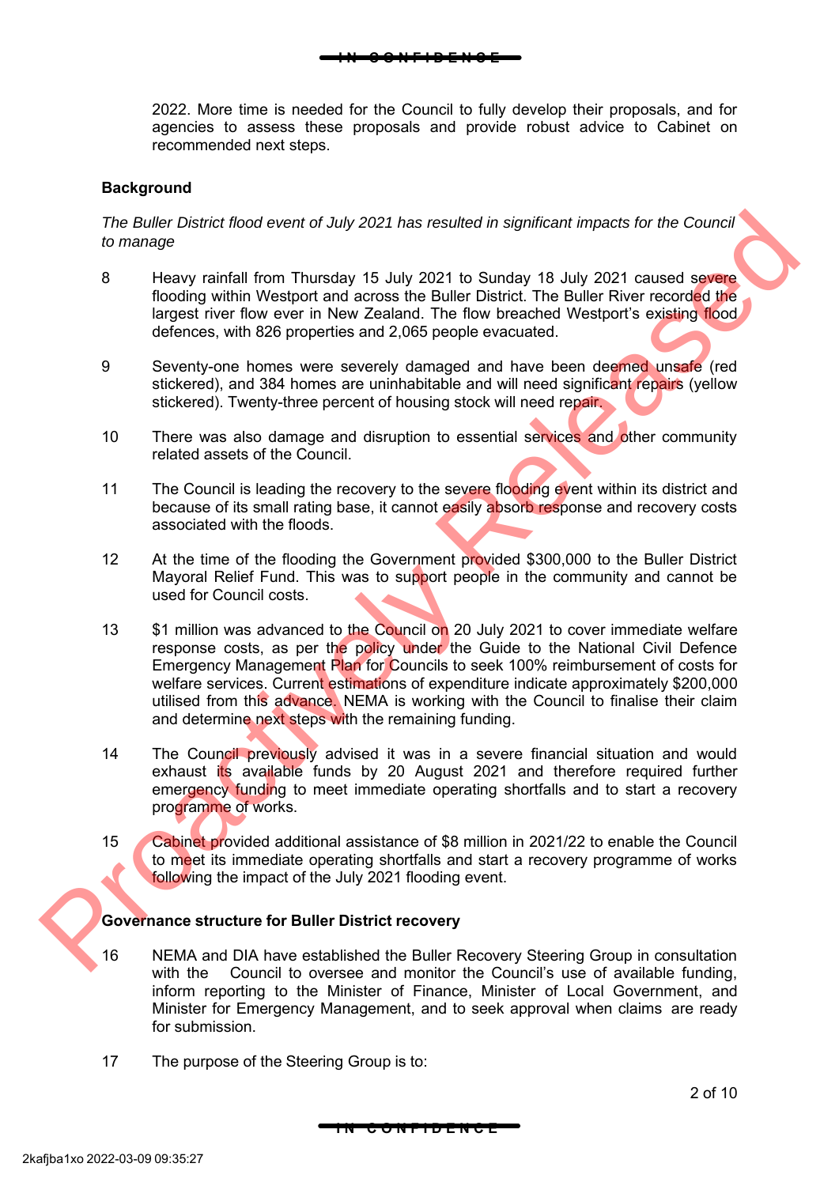2022. More time is needed for the Council to fully develop their proposals, and for agencies to assess these proposals and provide robust advice to Cabinet on recommended next steps.

## Background

*The Buller District flood event of July 2021 has resulted in significant impacts for the Council to manage*

8 Heavy rainfall from Thursday 15 July 2021 to Sunday 18 July 2021 caused severe flooding within Westport and across the Buller District. The Buller River recorded the largest river flow ever in New Zealand. The flow breached Westport's existing flood defences, with 826 properties and 2,065 people evacuated.

9 Seventy-one homes were severely damaged and have been deemed unsafe (red stickered), and 384 homes are uninhabitable and will need significant repairs (yellow stickered). Twenty-three percent of housing stock will need repair.

10 There was also damage and disruption to essential services and other community related assets of the Council.

11 The Council is leading the recovery to the severe flooding event within its district and because of its small rating base, it cannot easily absorb response and recovery costs associated with the floods.

12 At the time of the flooding the Government provided $300,000 to the Buller District Mayoral Relief Fund. This was to support people in the community and cannot be used for Council costs.

13 $1 million was advanced to the Council on 20 July 2021 to cover immediate welfare response costs, as per the policy under the Guide to the National Civil Defence Emergency Management Plan for Councils to seek 100% reimbursement of costs for welfare services. Current estimations of expenditure indicate approximately $200,000 utilised from this advance. NEMA is working with the Council to finalise their claim and determine next steps with the remaining funding.

14 The Council previously advised it was in a severe financial situation and would exhaust its available funds by 20 August 2021 and therefore required further emergency funding to meet immediate operating shortfalls and to start a recovery programme of works.

15 Cabinet provided additional assistance of $8 million in 2021/22 to enable the Council to meet its immediate operating shortfalls and start a recovery programme of works following the impact of the July 2021 flooding event.

## Governance structure for Buller District recovery

16 NEMA and DIA have established the Buller Recovery Steering Group in consultation with the Council to oversee and monitor the Council's use of available funding, inform reporting to the Minister of Finance, Minister of Local Government, and Minister for Emergency Management, and to seek approval when claims are ready for submission.

17 The purpose of the Steering Group is to: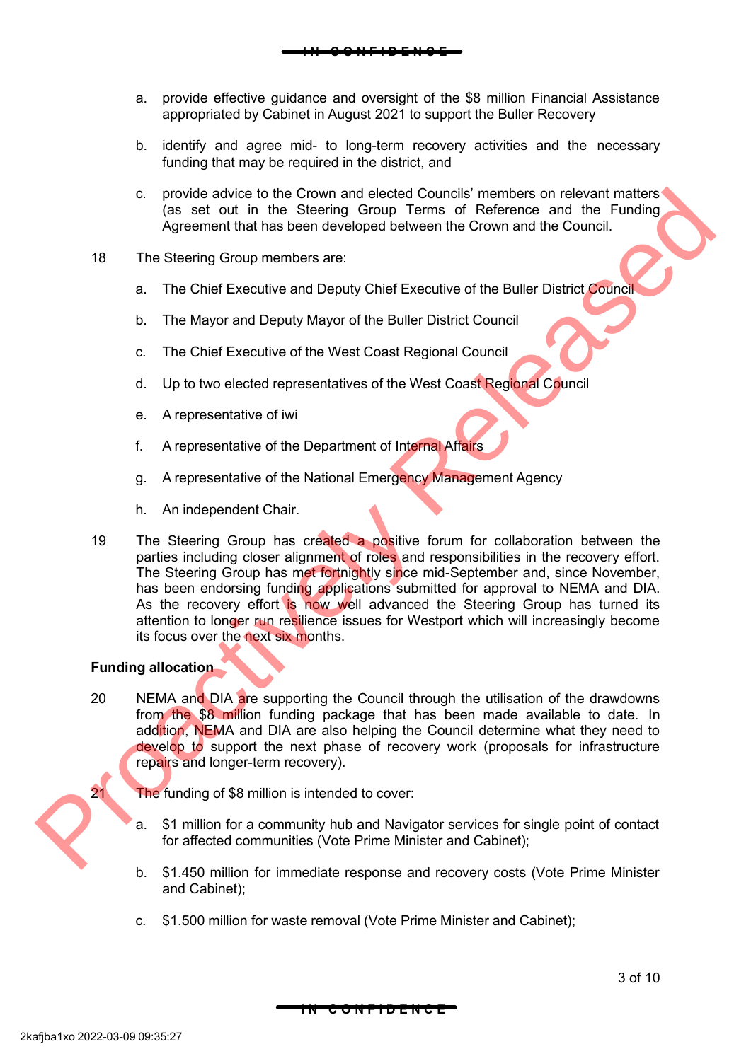a. provide effective guidance and oversight of the $8 million Financial Assistance appropriated by Cabinet in August 2021 to support the Buller Recovery

b. identify and agree mid- to long-term recovery activities and the necessary funding that may be required in the district, and

c. provide advice to the Crown and elected Councils' members on relevant matters (as set out in the Steering Group Terms of Reference and the Funding Agreement that has been developed between the Crown and the Council.

18 The Steering Group members are:

a. The Chief Executive and Deputy Chief Executive of the Buller District Council

b. The Mayor and Deputy Mayor of the Buller District Council

c. The Chief Executive of the West Coast Regional Council

d. Up to two elected representatives of the West Coast Regional Council

e. A representative of iwi

f. A representative of the Department of Internal Affairs

g. A representative of the National Emergency Management Agency

h. An independent Chair.

19 The Steering Group has created a positive forum for collaboration between the parties including closer alignment of roles and responsibilities in the recovery effort. The Steering Group has met fortnightly since mid-September and, since November, has been endorsing funding applications submitted for approval to NEMA and DIA. As the recovery effort is now well advanced the Steering Group has turned its attention to longer run resilience issues for Westport which will increasingly become its focus over the next six months.

**Funding allocation**

20 NEMA and DIA are supporting the Council through the utilisation of the drawdowns from the $8 million funding package that has been made available to date. In addition, NEMA and DIA are also helping the Council determine what they need to develop to support the next phase of recovery work (proposals for infrastructure repairs and longer-term recovery).

21 The funding of $8 million is intended to cover:

a. $1 million for a community hub and Navigator services for single point of contact for affected communities (Vote Prime Minister and Cabinet);

b. $1.450 million for immediate response and recovery costs (Vote Prime Minister and Cabinet);

c. $1.500 million for waste removal (Vote Prime Minister and Cabinet);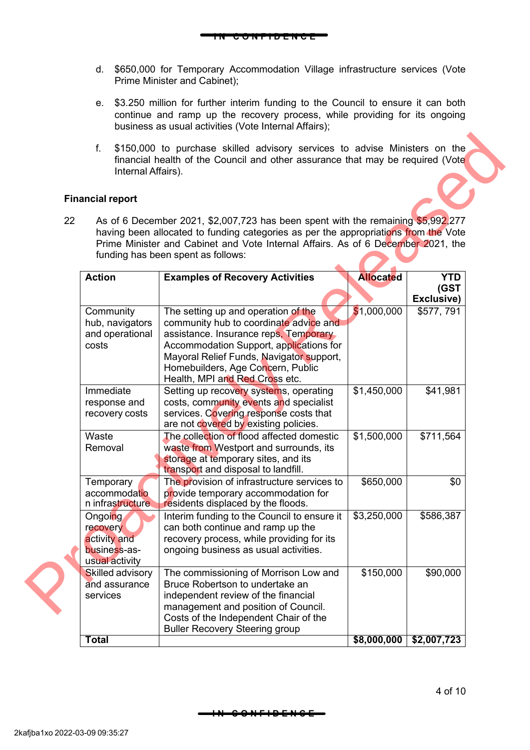d. $650,000 for Temporary Accommodation Village infrastructure services (Vote Prime Minister and Cabinet);

e. $3.250 million for further interim funding to the Council to ensure it can both continue and ramp up the recovery process, while providing for its ongoing business as usual activities (Vote Internal Affairs);

f. $150,000 to purchase skilled advisory services to advise Ministers on the financial health of the Council and other assurance that may be required (Vote Internal Affairs).

**Financial report**

22 As of 6 December 2021, $2,007,723 has been spent with the remaining $5,992,277 having been allocated to funding categories as per the appropriations from the Vote Prime Minister and Cabinet and Vote Internal Affairs. As of 6 December 2021, the funding has been spent as follows:

| Action | Examples of Recovery Activities | Allocated | YTD (GST Exclusive) |
|---|---|---|---|
| Community hub, navigators and operational costs | The setting up and operation of the community hub to coordinate advice and assistance. Insurance reps, Temporary Accommodation Support, applications for Mayoral Relief Funds, Navigator support, Homebuilders, Age Concern, Public Health, MPI and Red Cross etc. | $1,000,000 | $577, 791 |
| Immediate response and recovery costs | Setting up recovery systems, operating costs, community events and specialist services. Covering response costs that are not covered by existing policies. | $1,450,000 | $41,981 |
| Waste Removal | The collection of flood affected domestic waste from Westport and surrounds, its storage at temporary sites, and its transport and disposal to landfill. | $1,500,000 | $711,564 |
| Temporary accommodation infrastructure | The provision of infrastructure services to provide temporary accommodation for residents displaced by the floods. | $650,000 | $0 |
| Ongoing recovery activity and business-as-usual activity | Interim funding to the Council to ensure it can both continue and ramp up the recovery process, while providing for its ongoing business as usual activities. | $3,250,000 | $586,387 |
| Skilled advisory and assurance services | The commissioning of Morrison Low and Bruce Robertson to undertake an independent review of the financial management and position of Council. Costs of the Independent Chair of the Buller Recovery Steering group | $150,000 | $90,000 |
| **Total** | | **$8,000,000** | **$2,007,723** |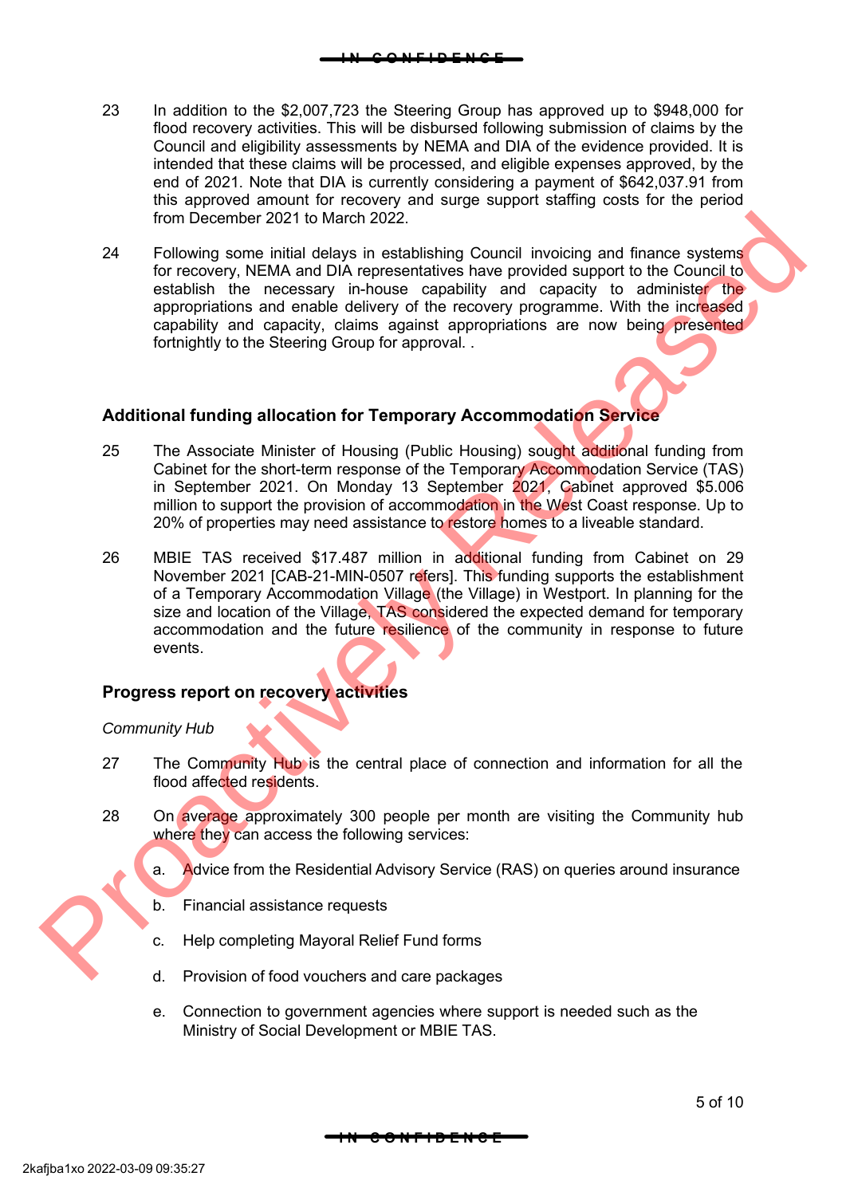23 In addition to the $2,007,723 the Steering Group has approved up to $948,000 for flood recovery activities. This will be disbursed following submission of claims by the Council and eligibility assessments by NEMA and DIA of the evidence provided. It is intended that these claims will be processed, and eligible expenses approved, by the end of 2021. Note that DIA is currently considering a payment of $642,037.91 from this approved amount for recovery and surge support staffing costs for the period from December 2021 to March 2022.

24 Following some initial delays in establishing Council invoicing and finance systems for recovery, NEMA and DIA representatives have provided support to the Council to establish the necessary in-house capability and capacity to administer the appropriations and enable delivery of the recovery programme. With the increased capability and capacity, claims against appropriations are now being presented fortnightly to the Steering Group for approval. .

## Additional funding allocation for Temporary Accommodation Service

25 The Associate Minister of Housing (Public Housing) sought additional funding from Cabinet for the short-term response of the Temporary Accommodation Service (TAS) in September 2021. On Monday 13 September 2021, Cabinet approved $5.006 million to support the provision of accommodation in the West Coast response. Up to 20% of properties may need assistance to restore homes to a liveable standard.

26 MBIE TAS received $17.487 million in additional funding from Cabinet on 29 November 2021 [CAB-21-MIN-0507 refers]. This funding supports the establishment of a Temporary Accommodation Village (the Village) in Westport. In planning for the size and location of the Village, TAS considered the expected demand for temporary accommodation and the future resilience of the community in response to future events.

## Progress report on recovery activities

*Community Hub*

27 The Community Hub is the central place of connection and information for all the flood affected residents.

28 On average approximately 300 people per month are visiting the Community hub where they can access the following services:

a. Advice from the Residential Advisory Service (RAS) on queries around insurance

b. Financial assistance requests

c. Help completing Mayoral Relief Fund forms

d. Provision of food vouchers and care packages

e. Connection to government agencies where support is needed such as the Ministry of Social Development or MBIE TAS.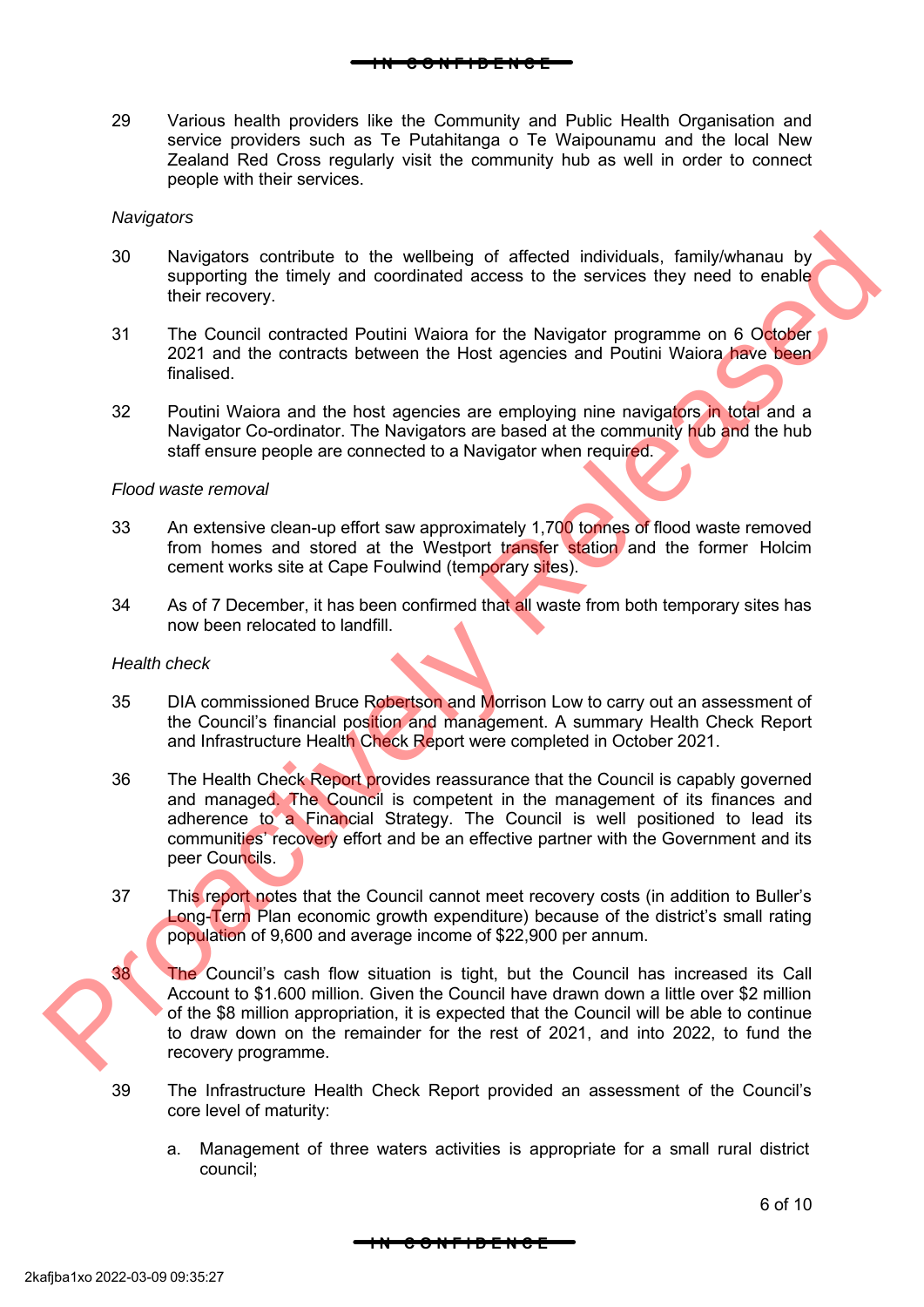29 Various health providers like the Community and Public Health Organisation and service providers such as Te Putahitanga o Te Waipounamu and the local New Zealand Red Cross regularly visit the community hub as well in order to connect people with their services.

*Navigators*

30 Navigators contribute to the wellbeing of affected individuals, family/whanau by supporting the timely and coordinated access to the services they need to enable their recovery.

31 The Council contracted Poutini Waiora for the Navigator programme on 6 October 2021 and the contracts between the Host agencies and Poutini Waiora have been finalised.

32 Poutini Waiora and the host agencies are employing nine navigators in total and a Navigator Co-ordinator. The Navigators are based at the community hub and the hub staff ensure people are connected to a Navigator when required.

*Flood waste removal*

33 An extensive clean-up effort saw approximately 1,700 tonnes of flood waste removed from homes and stored at the Westport transfer station and the former Holcim cement works site at Cape Foulwind (temporary sites).

34 As of 7 December, it has been confirmed that all waste from both temporary sites has now been relocated to landfill.

*Health check*

35 DIA commissioned Bruce Robertson and Morrison Low to carry out an assessment of the Council's financial position and management. A summary Health Check Report and Infrastructure Health Check Report were completed in October 2021.

36 The Health Check Report provides reassurance that the Council is capably governed and managed. The Council is competent in the management of its finances and adherence to a Financial Strategy. The Council is well positioned to lead its communities' recovery effort and be an effective partner with the Government and its peer Councils.

37 This report notes that the Council cannot meet recovery costs (in addition to Buller's Long-Term Plan economic growth expenditure) because of the district's small rating population of 9,600 and average income of $22,900 per annum.

38 The Council's cash flow situation is tight, but the Council has increased its Call Account to $1.600 million. Given the Council have drawn down a little over $2 million of the $8 million appropriation, it is expected that the Council will be able to continue to draw down on the remainder for the rest of 2021, and into 2022, to fund the recovery programme.

39 The Infrastructure Health Check Report provided an assessment of the Council's core level of maturity:

   a. Management of three waters activities is appropriate for a small rural district council;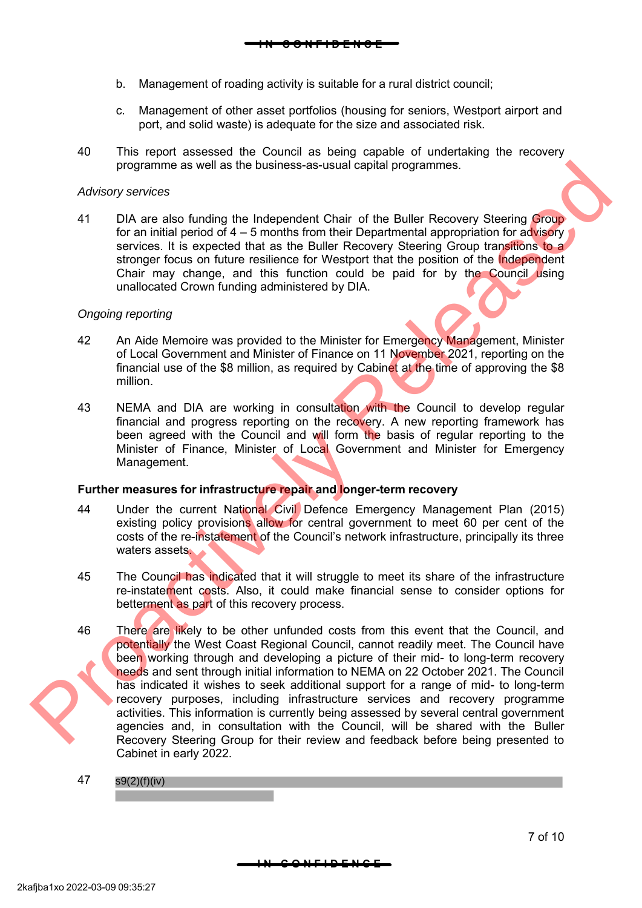b. Management of roading activity is suitable for a rural district council;

c. Management of other asset portfolios (housing for seniors, Westport airport and port, and solid waste) is adequate for the size and associated risk.

40 This report assessed the Council as being capable of undertaking the recovery programme as well as the business-as-usual capital programmes.

*Advisory services*

41 DIA are also funding the Independent Chair of the Buller Recovery Steering Group for an initial period of 4 – 5 months from their Departmental appropriation for advisory services. It is expected that as the Buller Recovery Steering Group transitions to a stronger focus on future resilience for Westport that the position of the Independent Chair may change, and this function could be paid for by the Council using unallocated Crown funding administered by DIA.

*Ongoing reporting*

42 An Aide Memoire was provided to the Minister for Emergency Management, Minister of Local Government and Minister of Finance on 11 November 2021, reporting on the financial use of the $8 million, as required by Cabinet at the time of approving the $8 million.

43 NEMA and DIA are working in consultation with the Council to develop regular financial and progress reporting on the recovery. A new reporting framework has been agreed with the Council and will form the basis of regular reporting to the Minister of Finance, Minister of Local Government and Minister for Emergency Management.

**Further measures for infrastructure repair and longer-term recovery**

44 Under the current National Civil Defence Emergency Management Plan (2015) existing policy provisions allow for central government to meet 60 per cent of the costs of the re-instatement of the Council's network infrastructure, principally its three waters assets.

45 The Council has indicated that it will struggle to meet its share of the infrastructure re-instatement costs. Also, it could make financial sense to consider options for betterment as part of this recovery process.

46 There are likely to be other unfunded costs from this event that the Council, and potentially the West Coast Regional Council, cannot readily meet. The Council have been working through and developing a picture of their mid- to long-term recovery needs and sent through initial information to NEMA on 22 October 2021. The Council has indicated it wishes to seek additional support for a range of mid- to long-term recovery purposes, including infrastructure services and recovery programme activities. This information is currently being assessed by several central government agencies and, in consultation with the Council, will be shared with the Buller Recovery Steering Group for their review and feedback before being presented to Cabinet in early 2022.

47 s9(2)(f)(iv)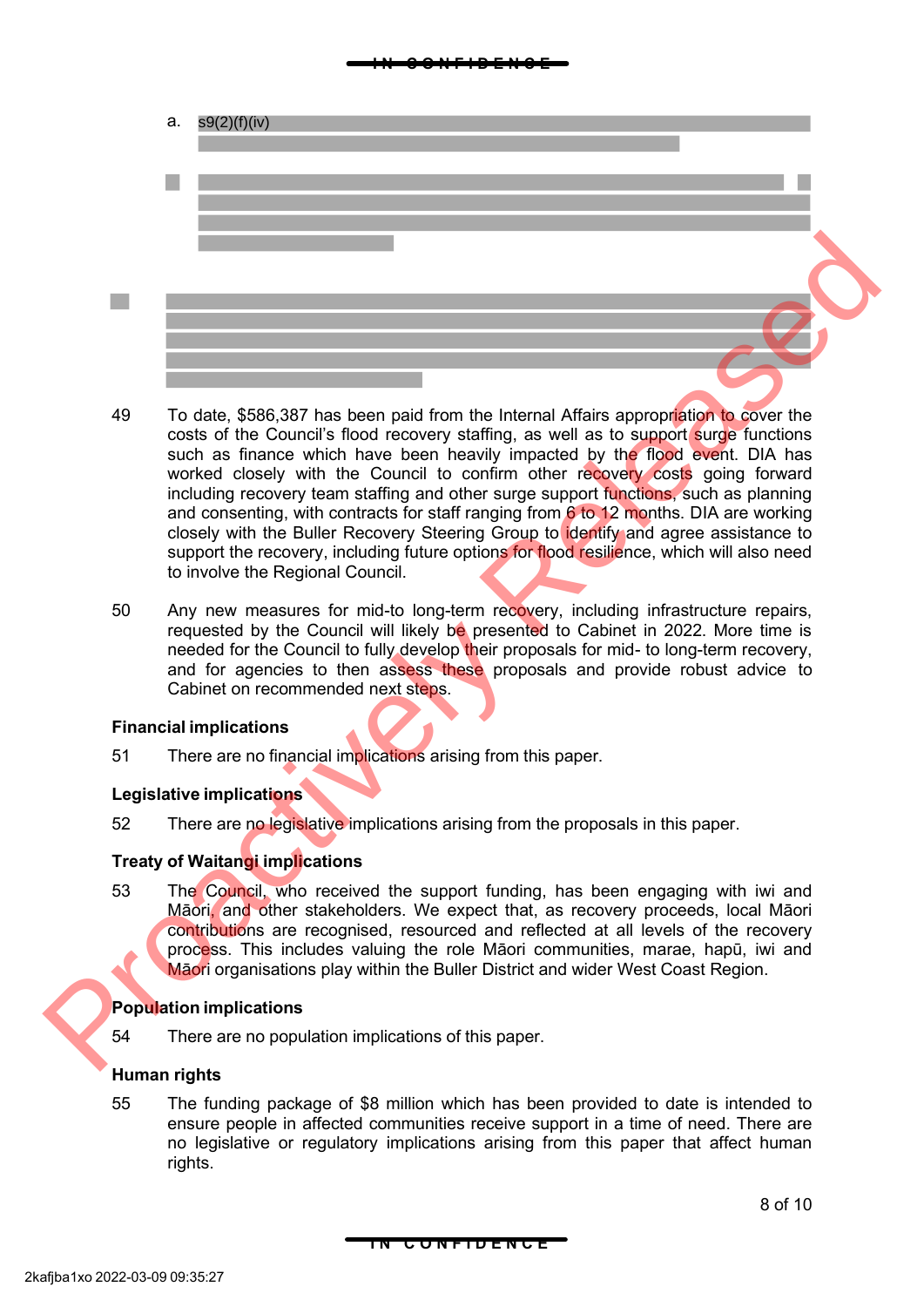a. s9(2)(f)(iv)

49 To date, $586,387 has been paid from the Internal Affairs appropriation to cover the costs of the Council's flood recovery staffing, as well as to support surge functions such as finance which have been heavily impacted by the flood event. DIA has worked closely with the Council to confirm other recovery costs going forward including recovery team staffing and other surge support functions, such as planning and consenting, with contracts for staff ranging from 6 to 12 months. DIA are working closely with the Buller Recovery Steering Group to identify and agree assistance to support the recovery, including future options for flood resilience, which will also need to involve the Regional Council.

50 Any new measures for mid-to long-term recovery, including infrastructure repairs, requested by the Council will likely be presented to Cabinet in 2022. More time is needed for the Council to fully develop their proposals for mid- to long-term recovery, and for agencies to then assess these proposals and provide robust advice to Cabinet on recommended next steps.

### Financial implications

51 There are no financial implications arising from this paper.

### Legislative implications

52 There are no legislative implications arising from the proposals in this paper.

### Treaty of Waitangi implications

53 The Council, who received the support funding, has been engaging with iwi and Māori, and other stakeholders. We expect that, as recovery proceeds, local Māori contributions are recognised, resourced and reflected at all levels of the recovery process. This includes valuing the role Māori communities, marae, hapū, iwi and Māori organisations play within the Buller District and wider West Coast Region.

### Population implications

54 There are no population implications of this paper.

### Human rights

55 The funding package of $8 million which has been provided to date is intended to ensure people in affected communities receive support in a time of need. There are no legislative or regulatory implications arising from this paper that affect human rights.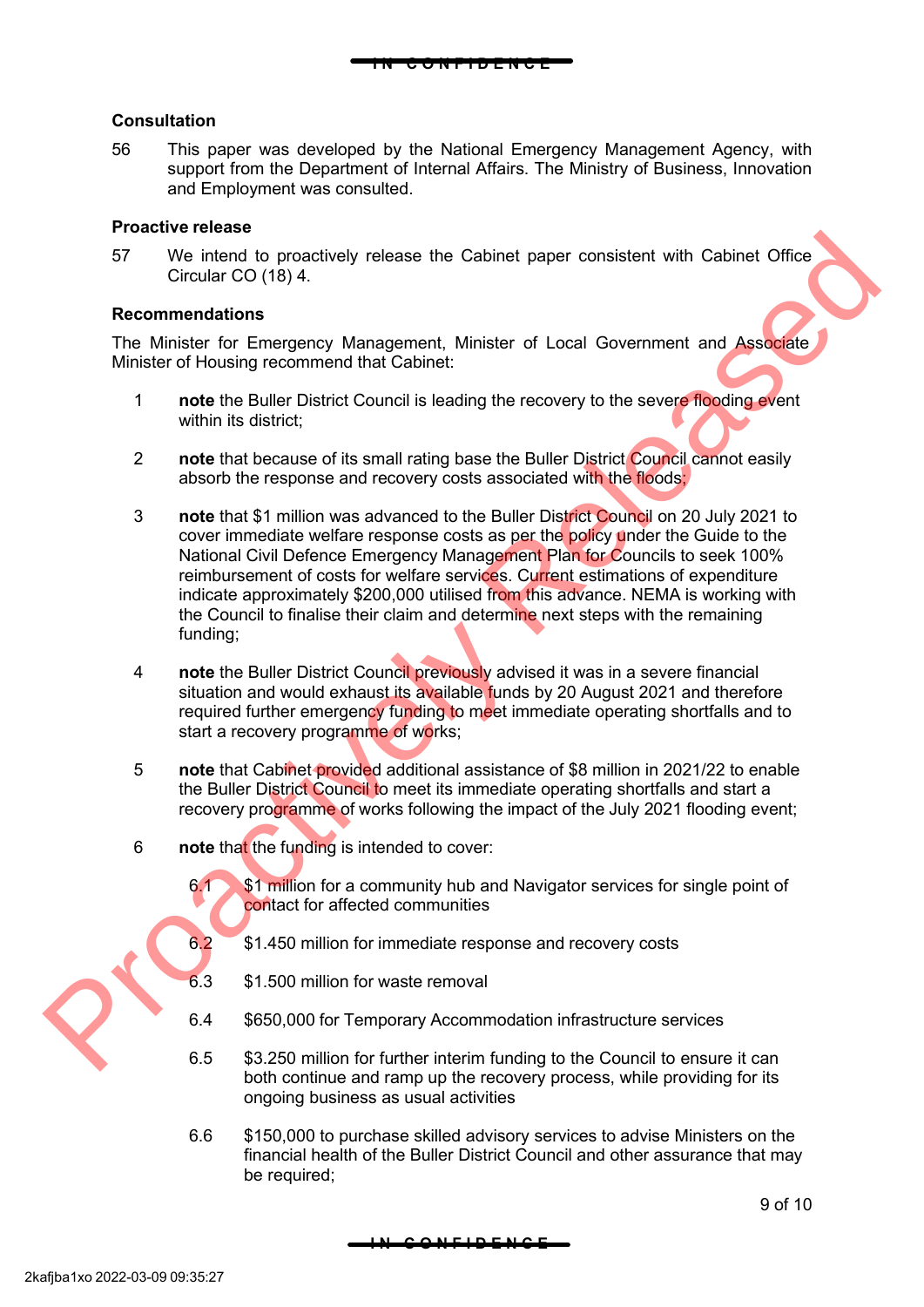### Consultation

56 This paper was developed by the National Emergency Management Agency, with support from the Department of Internal Affairs. The Ministry of Business, Innovation and Employment was consulted.

### Proactive release

57 We intend to proactively release the Cabinet paper consistent with Cabinet Office Circular CO (18) 4.

### Recommendations

The Minister for Emergency Management, Minister of Local Government and Associate Minister of Housing recommend that Cabinet:

1 **note** the Buller District Council is leading the recovery to the severe flooding event within its district;

2 **note** that because of its small rating base the Buller District Council cannot easily absorb the response and recovery costs associated with the floods;

3 **note** that $1 million was advanced to the Buller District Council on 20 July 2021 to cover immediate welfare response costs as per the policy under the Guide to the National Civil Defence Emergency Management Plan for Councils to seek 100% reimbursement of costs for welfare services. Current estimations of expenditure indicate approximately $200,000 utilised from this advance. NEMA is working with the Council to finalise their claim and determine next steps with the remaining funding;

4 **note** the Buller District Council previously advised it was in a severe financial situation and would exhaust its available funds by 20 August 2021 and therefore required further emergency funding to meet immediate operating shortfalls and to start a recovery programme of works;

5 **note** that Cabinet provided additional assistance of $8 million in 2021/22 to enable the Buller District Council to meet its immediate operating shortfalls and start a recovery programme of works following the impact of the July 2021 flooding event;

6 **note** that the funding is intended to cover:

6.1 $1 million for a community hub and Navigator services for single point of contact for affected communities

6.2 $1.450 million for immediate response and recovery costs

6.3 $1.500 million for waste removal

6.4 $650,000 for Temporary Accommodation infrastructure services

6.5 $3.250 million for further interim funding to the Council to ensure it can both continue and ramp up the recovery process, while providing for its ongoing business as usual activities

6.6 $150,000 to purchase skilled advisory services to advise Ministers on the financial health of the Buller District Council and other assurance that may be required;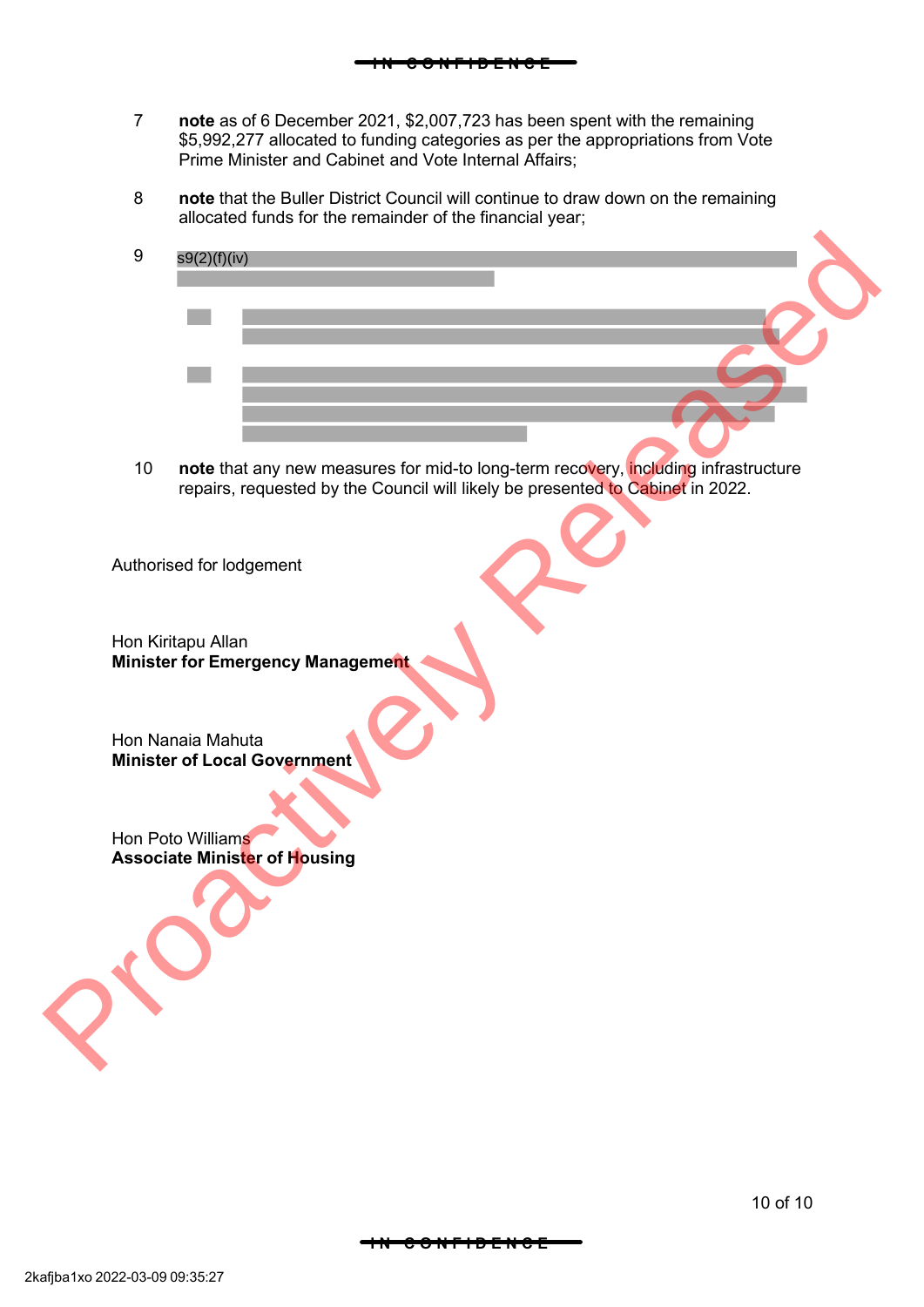7 **note** as of 6 December 2021, $2,007,723 has been spent with the remaining $5,992,277 allocated to funding categories as per the appropriations from Vote Prime Minister and Cabinet and Vote Internal Affairs;

8 **note** that the Buller District Council will continue to draw down on the remaining allocated funds for the remainder of the financial year;

9 s9(2)(f)(iv)

10 **note** that any new measures for mid-to long-term recovery, including infrastructure repairs, requested by the Council will likely be presented to Cabinet in 2022.

Authorised for lodgement

Hon Kiritapu Allan
**Minister for Emergency Management**

Hon Nanaia Mahuta
**Minister of Local Government**

Hon Poto Williams
**Associate Minister of Housing**

2kafjba1xo 2022-03-09 09:35:27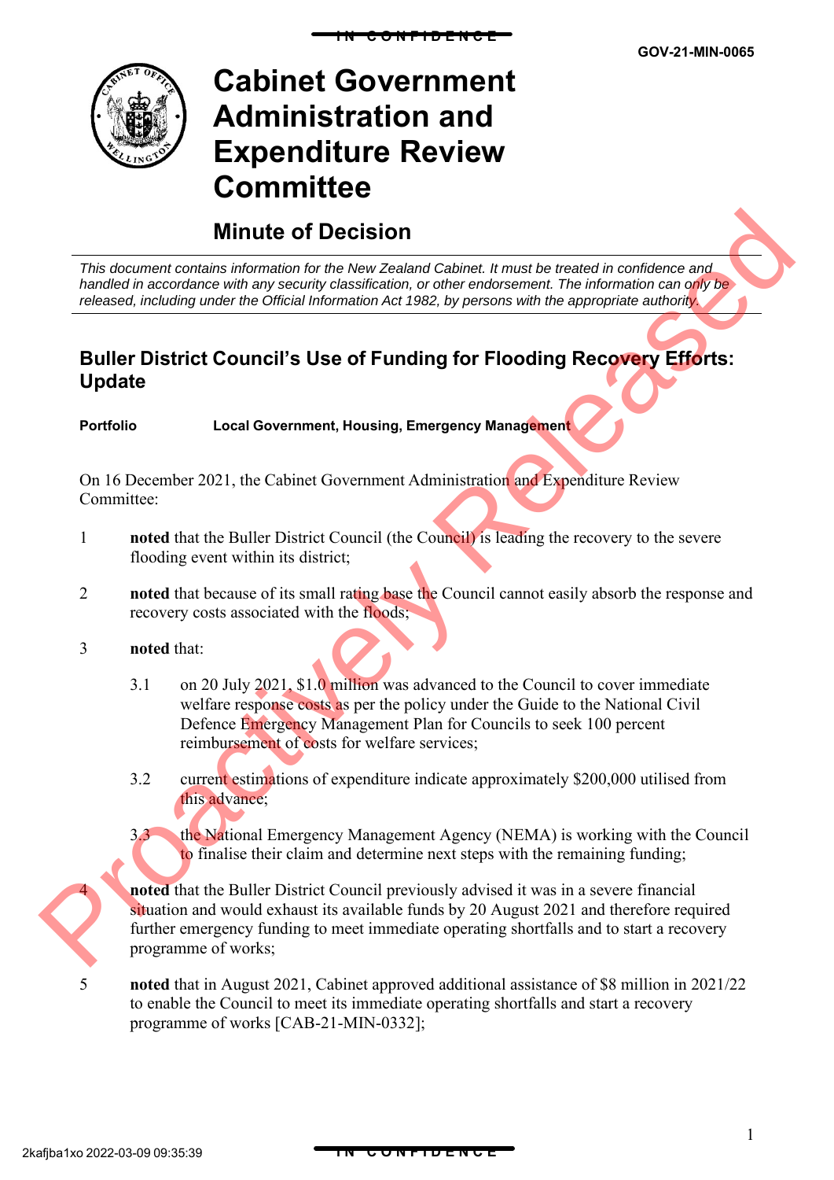IN CONFIDENCE

GOV-21-MIN-0065

# Cabinet Government Administration and Expenditure Review Committee

## Minute of Decision

*This document contains information for the New Zealand Cabinet. It must be treated in confidence and handled in accordance with any security classification, or other endorsement. The information can only be released, including under the Official Information Act 1982, by persons with the appropriate authority.*

## Buller District Council's Use of Funding for Flooding Recovery Efforts: Update

**Portfolio** **Local Government, Housing, Emergency Management**

On 16 December 2021, the Cabinet Government Administration and Expenditure Review Committee:

1 **noted** that the Buller District Council (the Council) is leading the recovery to the severe flooding event within its district;

2 **noted** that because of its small rating base the Council cannot easily absorb the response and recovery costs associated with the floods;

3 **noted** that:

3.1 on 20 July 2021, $1.0 million was advanced to the Council to cover immediate welfare response costs as per the policy under the Guide to the National Civil Defence Emergency Management Plan for Councils to seek 100 percent reimbursement of costs for welfare services;

3.2 current estimations of expenditure indicate approximately $200,000 utilised from this advance;

3.3 the National Emergency Management Agency (NEMA) is working with the Council to finalise their claim and determine next steps with the remaining funding;

4 **noted** that the Buller District Council previously advised it was in a severe financial situation and would exhaust its available funds by 20 August 2021 and therefore required further emergency funding to meet immediate operating shortfalls and to start a recovery programme of works;

5 **noted** that in August 2021, Cabinet approved additional assistance of $8 million in 2021/22 to enable the Council to meet its immediate operating shortfalls and start a recovery programme of works [CAB-21-MIN-0332];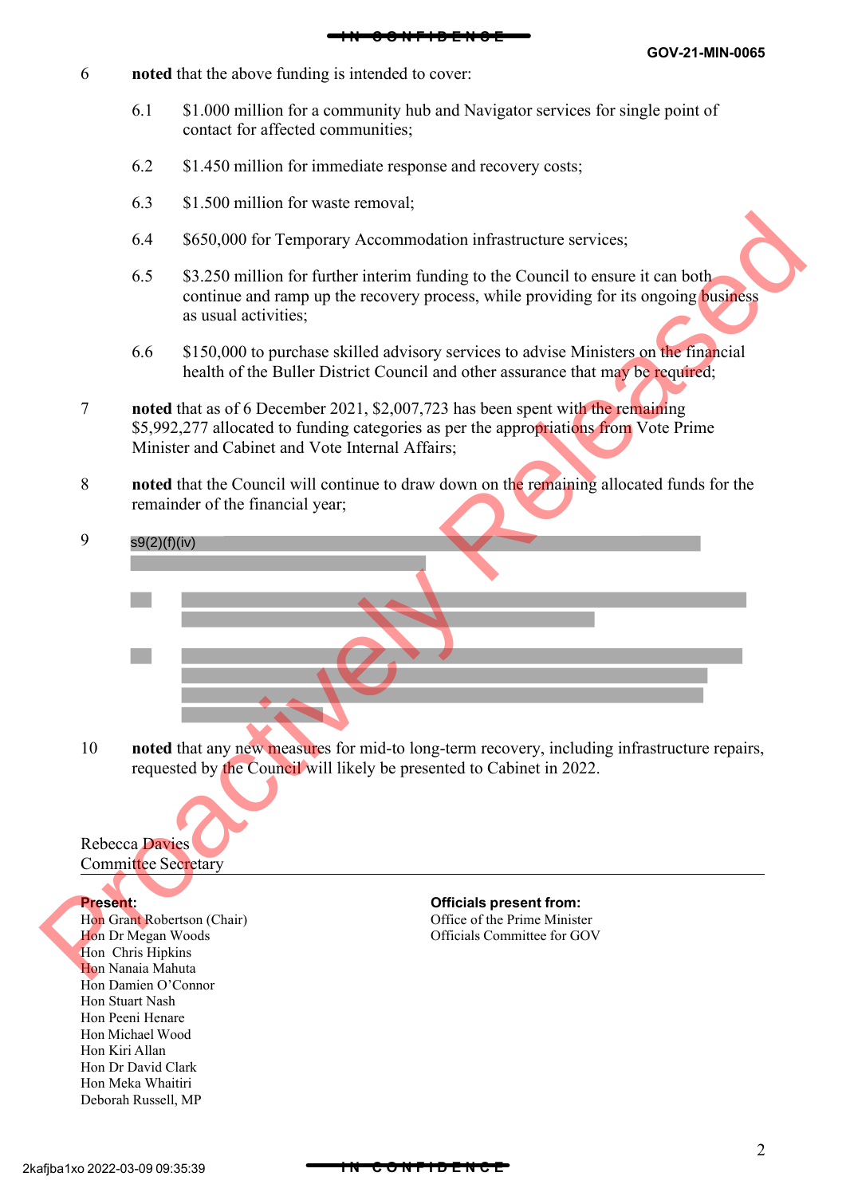6 **noted** that the above funding is intended to cover:

6.1 $1.000 million for a community hub and Navigator services for single point of contact for affected communities;

6.2 $1.450 million for immediate response and recovery costs;

6.3 $1.500 million for waste removal;

6.4 $650,000 for Temporary Accommodation infrastructure services;

6.5 $3.250 million for further interim funding to the Council to ensure it can both continue and ramp up the recovery process, while providing for its ongoing business as usual activities;

6.6 $150,000 to purchase skilled advisory services to advise Ministers on the financial health of the Buller District Council and other assurance that may be required;

7 **noted** that as of 6 December 2021, $2,007,723 has been spent with the remaining $5,992,277 allocated to funding categories as per the appropriations from Vote Prime Minister and Cabinet and Vote Internal Affairs;

8 **noted** that the Council will continue to draw down on the remaining allocated funds for the remainder of the financial year;

9 s9(2)(f)(iv)

10 **noted** that any new measures for mid-to long-term recovery, including infrastructure repairs, requested by the Council will likely be presented to Cabinet in 2022.

Rebecca Davies
Committee Secretary

**Present:**
Hon Grant Robertson (Chair)
Hon Dr Megan Woods
Hon Chris Hipkins
Hon Nanaia Mahuta
Hon Damien O'Connor
Hon Stuart Nash
Hon Peeni Henare
Hon Michael Wood
Hon Kiri Allan
Hon Dr David Clark
Hon Meka Whaitiri
Deborah Russell, MP

**Officials present from:**
Office of the Prime Minister
Officials Committee for GOV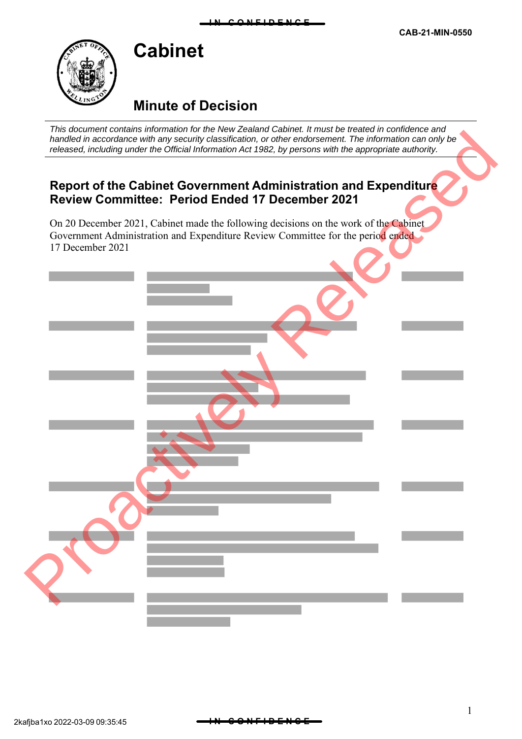**CAB-21-MIN-0550**

# Cabinet

## Minute of Decision

*This document contains information for the New Zealand Cabinet. It must be treated in confidence and handled in accordance with any security classification, or other endorsement. The information can only be released, including under the Official Information Act 1982, by persons with the appropriate authority.*

### Report of the Cabinet Government Administration and Expenditure Review Committee: Period Ended 17 December 2021

On 20 December 2021, Cabinet made the following decisions on the work of the Cabinet Government Administration and Expenditure Review Committee for the period ended 17 December 2021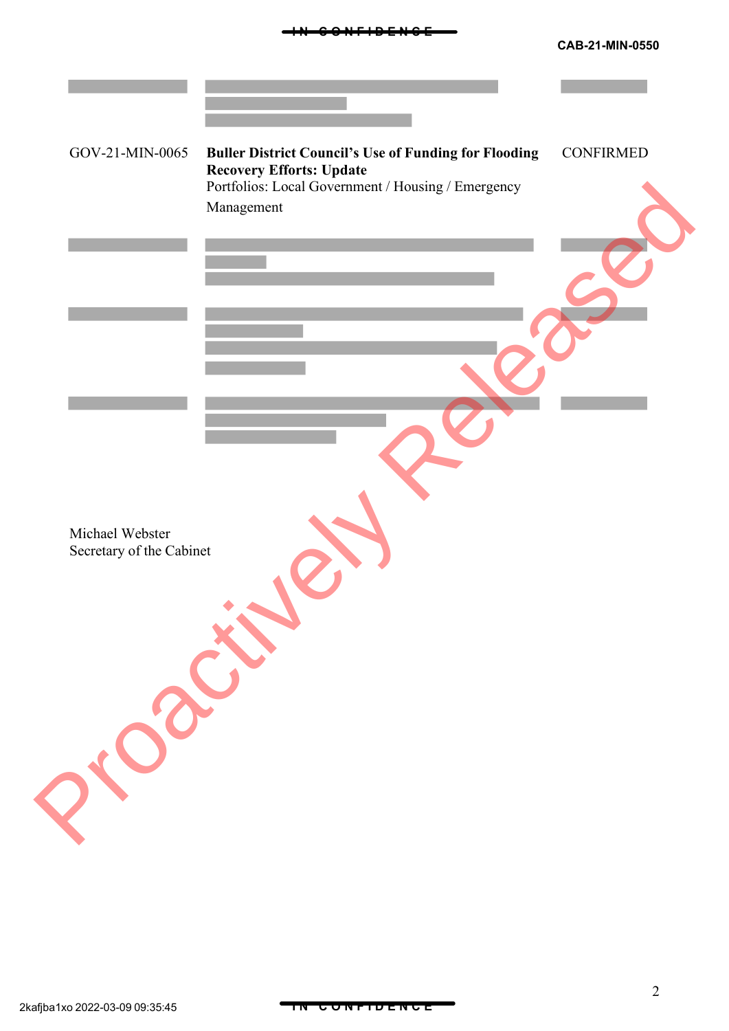| | | |
|---|---|---|
| | | |
| GOV-21-MIN-0065 | **Buller District Council's Use of Funding for Flooding Recovery Efforts: Update** Portfolios: Local Government / Housing / Emergency Management | CONFIRMED |
| | | |
| | | |
| | | |

Michael Webster
Secretary of the Cabinet